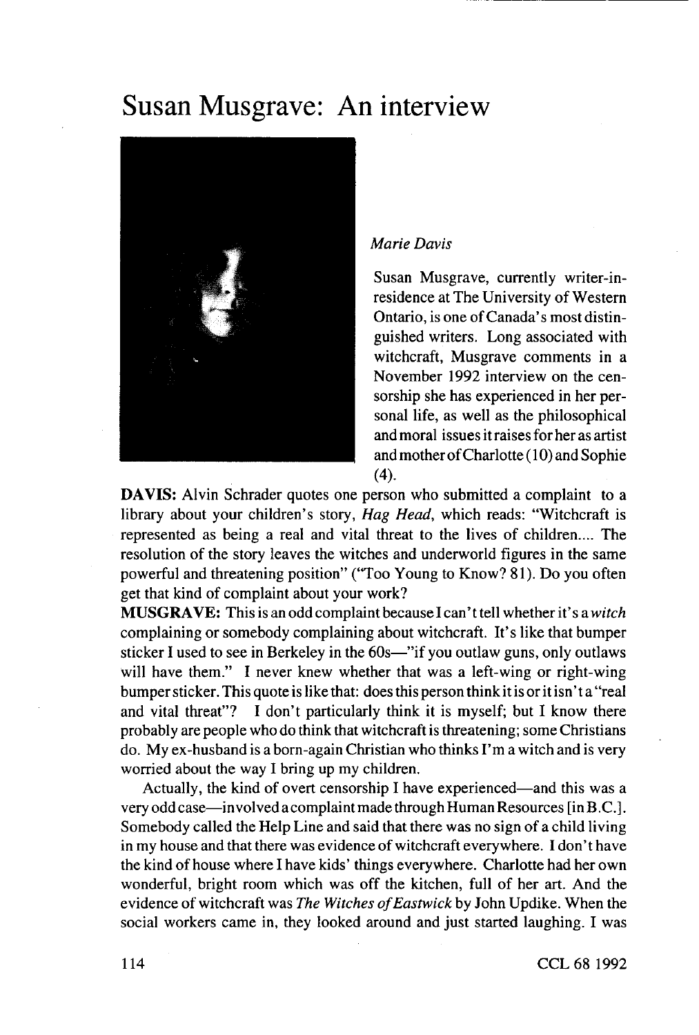# Susan Musgrave: An interview

*Marie Davis*

Susan Musgrave, currently writer-in-residence at The University of Western Ontario, is one of Canada's most distinguished writers. Long associated with witchcraft, Musgrave comments in a November 1992 interview on the censorship she has experienced in her personal life, as well as the philosophical and moral issues it raises for her as artist and mother of Charlotte (10) and Sophie (4).

**DAVIS:** Alvin Schrader quotes one person who submitted a complaint to a library about your children's story, *Hag Head*, which reads: "Witchcraft is represented as being a real and vital threat to the lives of children.... The resolution of the story leaves the witches and underworld figures in the same powerful and threatening position" ("Too Young to Know? 81). Do you often get that kind of complaint about your work?

**MUSGRAVE:** This is an odd complaint because I can't tell whether it's a *witch* complaining or somebody complaining about witchcraft. It's like that bumper sticker I used to see in Berkeley in the 60s—"if you outlaw guns, only outlaws will have them." I never knew whether that was a left-wing or right-wing bumper sticker. This quote is like that: does this person think it is or it isn't a "real and vital threat"? I don't particularly think it is myself; but I know there probably are people who do think that witchcraft is threatening; some Christians do. My ex-husband is a born-again Christian who thinks I'm a witch and is very worried about the way I bring up my children.

Actually, the kind of overt censorship I have experienced—and this was a very odd case—involved a complaint made through Human Resources [in B.C.]. Somebody called the Help Line and said that there was no sign of a child living in my house and that there was evidence of witchcraft everywhere. I don't have the kind of house where I have kids' things everywhere. Charlotte had her own wonderful, bright room which was off the kitchen, full of her art. And the evidence of witchcraft was *The Witches of Eastwick* by John Updike. When the social workers came in, they looked around and just started laughing. I was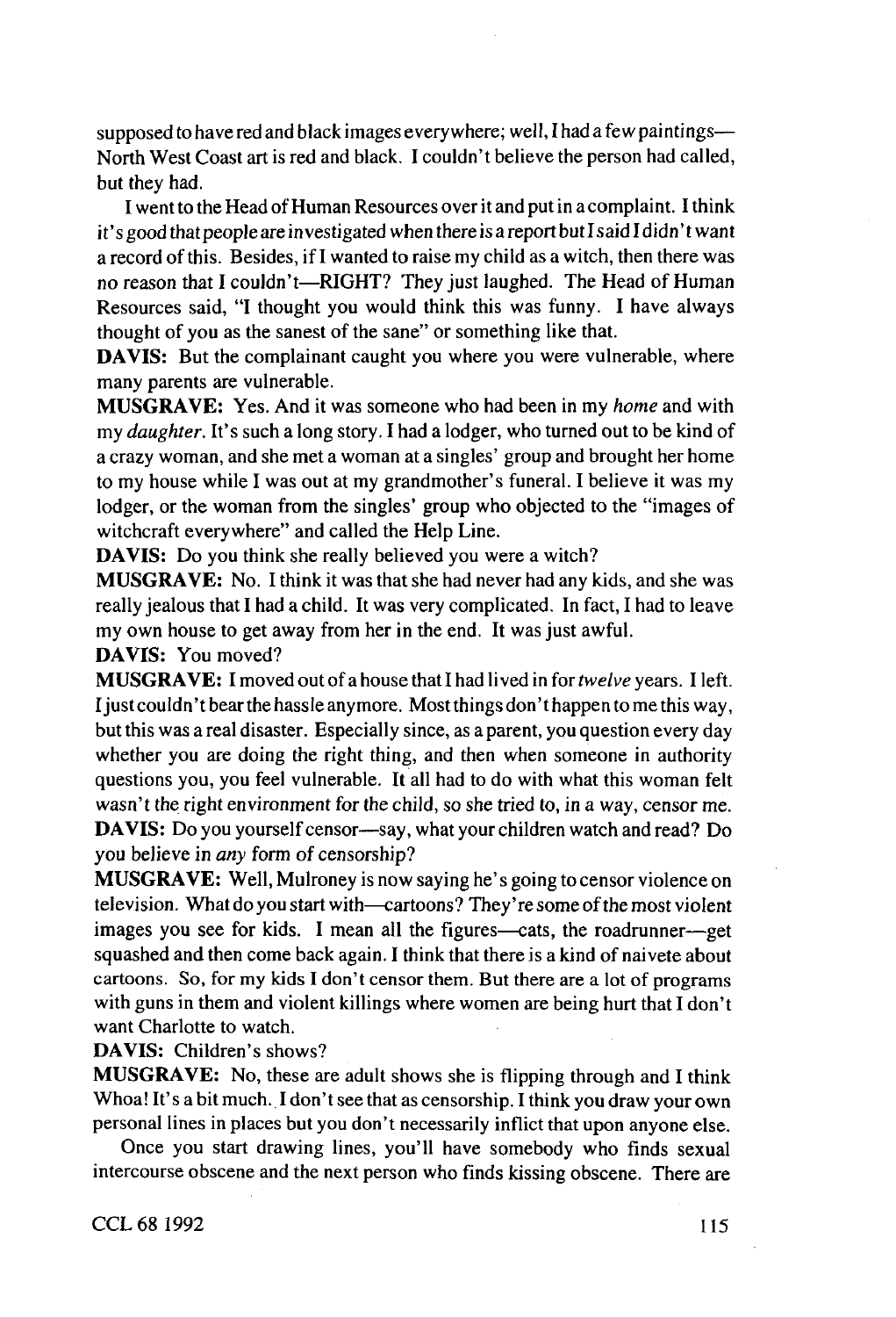supposed to have red and black images everywhere; well, I had a few paintings—North West Coast art is red and black. I couldn't believe the person had called, but they had.

I went to the Head of Human Resources over it and put in a complaint. I think it's good that people are investigated when there is a report but I said I didn't want a record of this. Besides, if I wanted to raise my child as a witch, then there was no reason that I couldn't—RIGHT? They just laughed. The Head of Human Resources said, "I thought you would think this was funny. I have always thought of you as the sanest of the sane" or something like that.

**DAVIS:** But the complainant caught you where you were vulnerable, where many parents are vulnerable.

**MUSGRAVE:** Yes. And it was someone who had been in my *home* and with my *daughter*. It's such a long story. I had a lodger, who turned out to be kind of a crazy woman, and she met a woman at a singles' group and brought her home to my house while I was out at my grandmother's funeral. I believe it was my lodger, or the woman from the singles' group who objected to the "images of witchcraft everywhere" and called the Help Line.

**DAVIS:** Do you think she really believed you were a witch?

**MUSGRAVE:** No. I think it was that she had never had any kids, and she was really jealous that I had a child. It was very complicated. In fact, I had to leave my own house to get away from her in the end. It was just awful.

**DAVIS:** You moved?

**MUSGRAVE:** I moved out of a house that I had lived in for *twelve* years. I left. I just couldn't bear the hassle anymore. Most things don't happen to me this way, but this was a real disaster. Especially since, as a parent, you question every day whether you are doing the right thing, and then when someone in authority questions you, you feel vulnerable. It all had to do with what this woman felt wasn't the right environment for the child, so she tried to, in a way, censor me.

**DAVIS:** Do you yourself censor—say, what your children watch and read? Do you believe in *any* form of censorship?

**MUSGRAVE:** Well, Mulroney is now saying he's going to censor violence on television. What do you start with—cartoons? They're some of the most violent images you see for kids. I mean all the figures—cats, the roadrunner—get squashed and then come back again. I think that there is a kind of naivete about cartoons. So, for my kids I don't censor them. But there are a lot of programs with guns in them and violent killings where women are being hurt that I don't want Charlotte to watch.

**DAVIS:** Children's shows?

**MUSGRAVE:** No, these are adult shows she is flipping through and I think Whoa! It's a bit much. I don't see that as censorship. I think you draw your own personal lines in places but you don't necessarily inflict that upon anyone else.

Once you start drawing lines, you'll have somebody who finds sexual intercourse obscene and the next person who finds kissing obscene. There are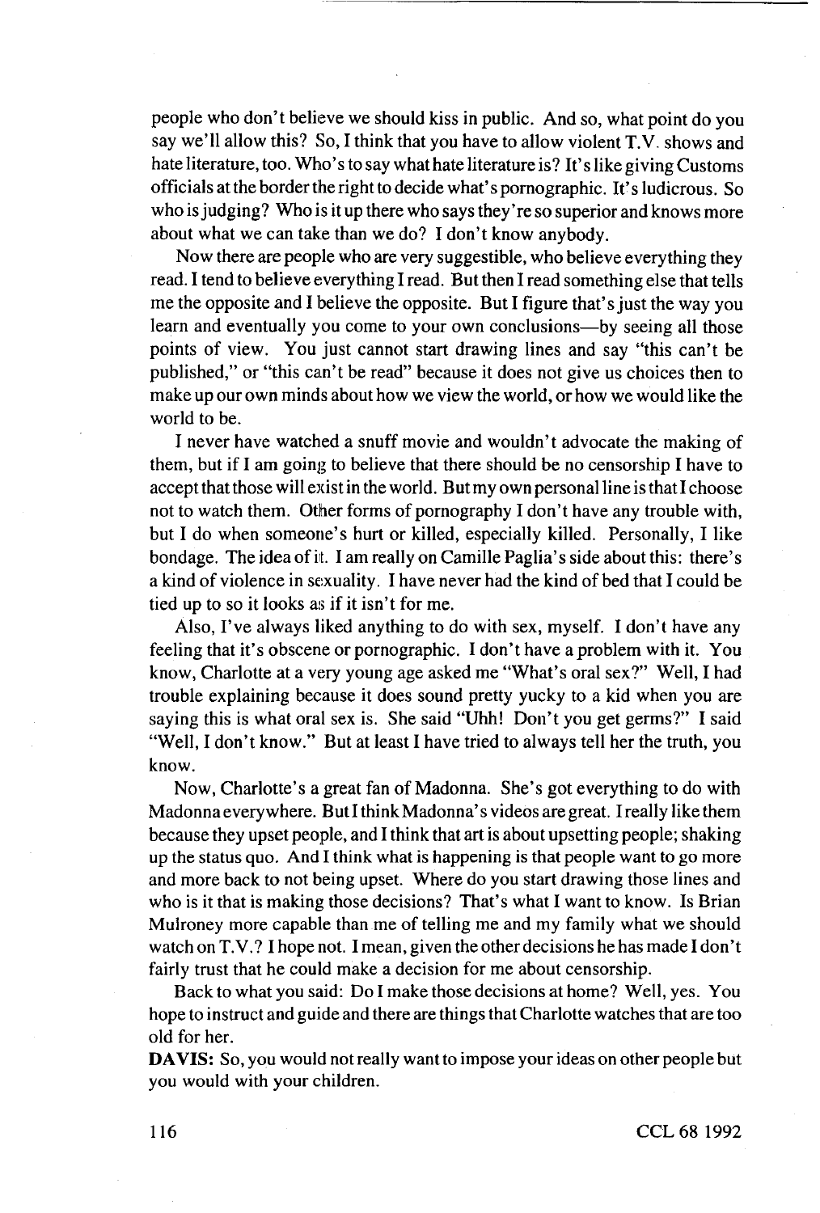people who don't believe we should kiss in public. And so, what point do you say we'll allow this? So, I think that you have to allow violent T.V. shows and hate literature, too. Who's to say what hate literature is? It's like giving Customs officials at the border the right to decide what's pornographic. It's ludicrous. So who is judging? Who is it up there who says they're so superior and knows more about what we can take than we do? I don't know anybody.

Now there are people who are very suggestible, who believe everything they read. I tend to believe everything I read. But then I read something else that tells me the opposite and I believe the opposite. But I figure that's just the way you learn and eventually you come to your own conclusions—by seeing all those points of view. You just cannot start drawing lines and say "this can't be published," or "this can't be read" because it does not give us choices then to make up our own minds about how we view the world, or how we would like the world to be.

I never have watched a snuff movie and wouldn't advocate the making of them, but if I am going to believe that there should be no censorship I have to accept that those will exist in the world. But my own personal line is that I choose not to watch them. Other forms of pornography I don't have any trouble with, but I do when someone's hurt or killed, especially killed. Personally, I like bondage. The idea of it. I am really on Camille Paglia's side about this: there's a kind of violence in sexuality. I have never had the kind of bed that I could be tied up to so it looks as if it isn't for me.

Also, I've always liked anything to do with sex, myself. I don't have any feeling that it's obscene or pornographic. I don't have a problem with it. You know, Charlotte at a very young age asked me "What's oral sex?" Well, I had trouble explaining because it does sound pretty yucky to a kid when you are saying this is what oral sex is. She said "Uhh! Don't you get germs?" I said "Well, I don't know." But at least I have tried to always tell her the truth, you know.

Now, Charlotte's a great fan of Madonna. She's got everything to do with Madonna everywhere. But I think Madonna's videos are great. I really like them because they upset people, and I think that art is about upsetting people; shaking up the status quo. And I think what is happening is that people want to go more and more back to not being upset. Where do you start drawing those lines and who is it that is making those decisions? That's what I want to know. Is Brian Mulroney more capable than me of telling me and my family what we should watch on T.V.? I hope not. I mean, given the other decisions he has made I don't fairly trust that he could make a decision for me about censorship.

Back to what you said: Do I make those decisions at home? Well, yes. You hope to instruct and guide and there are things that Charlotte watches that are too old for her.

**DAVIS:** So, you would not really want to impose your ideas on other people but you would with your children.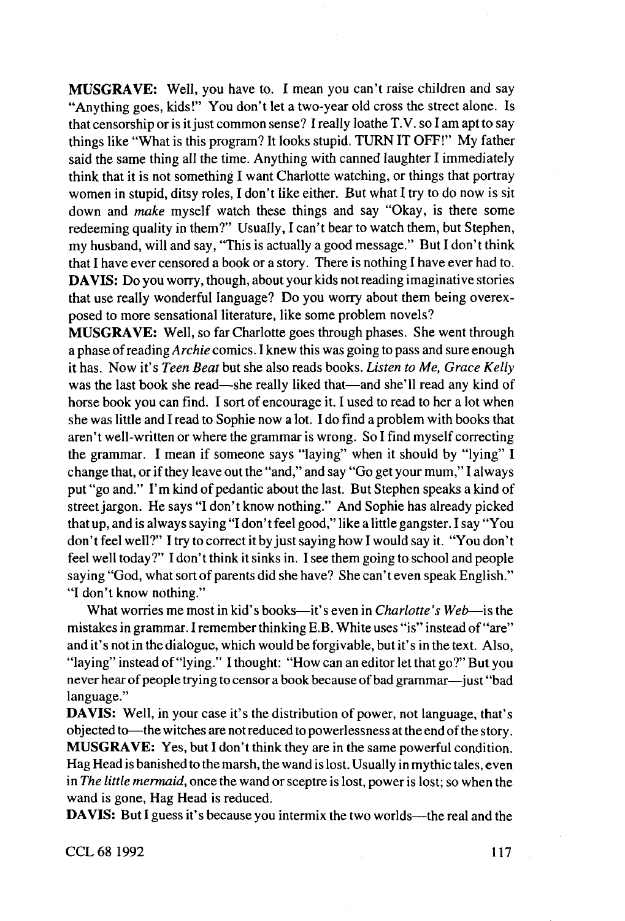**MUSGRAVE:** Well, you have to. I mean you can't raise children and say "Anything goes, kids!" You don't let a two-year old cross the street alone. Is that censorship or is it just common sense? I really loathe T.V. so I am apt to say things like "What is this program? It looks stupid. TURN IT OFF!" My father said the same thing all the time. Anything with canned laughter I immediately think that it is not something I want Charlotte watching, or things that portray women in stupid, ditsy roles, I don't like either. But what I try to do now is sit down and *make* myself watch these things and say "Okay, is there some redeeming quality in them?" Usually, I can't bear to watch them, but Stephen, my husband, will and say, "This is actually a good message." But I don't think that I have ever censored a book or a story. There is nothing I have ever had to.

**DAVIS:** Do you worry, though, about your kids not reading imaginative stories that use really wonderful language? Do you worry about them being overexposed to more sensational literature, like some problem novels?

**MUSGRAVE:** Well, so far Charlotte goes through phases. She went through a phase of reading *Archie* comics. I knew this was going to pass and sure enough it has. Now it's *Teen Beat* but she also reads books. *Listen to Me, Grace Kelly* was the last book she read—she really liked that—and she'll read any kind of horse book you can find. I sort of encourage it. I used to read to her a lot when she was little and I read to Sophie now a lot. I do find a problem with books that aren't well-written or where the grammar is wrong. So I find myself correcting the grammar. I mean if someone says "laying" when it should by "lying" I change that, or if they leave out the "and," and say "Go get your mum," I always put "go and." I'm kind of pedantic about the last. But Stephen speaks a kind of street jargon. He says "I don't know nothing." And Sophie has already picked that up, and is always saying "I don't feel good," like a little gangster. I say "You don't feel well?" I try to correct it by just saying how I would say it. "You don't feel well today?" I don't think it sinks in. I see them going to school and people saying "God, what sort of parents did she have? She can't even speak English." "I don't know nothing."

What worries me most in kid's books—it's even in *Charlotte's Web*—is the mistakes in grammar. I remember thinking E.B. White uses "is" instead of "are" and it's not in the dialogue, which would be forgivable, but it's in the text. Also, "laying" instead of "lying." I thought: "How can an editor let that go?" But you never hear of people trying to censor a book because of bad grammar—just "bad language."

**DAVIS:** Well, in your case it's the distribution of power, not language, that's objected to—the witches are not reduced to powerlessness at the end of the story.

**MUSGRAVE:** Yes, but I don't think they are in the same powerful condition. Hag Head is banished to the marsh, the wand is lost. Usually in mythic tales, even in *The little mermaid*, once the wand or sceptre is lost, power is lost; so when the wand is gone, Hag Head is reduced.

**DAVIS:** But I guess it's because you intermix the two worlds—the real and the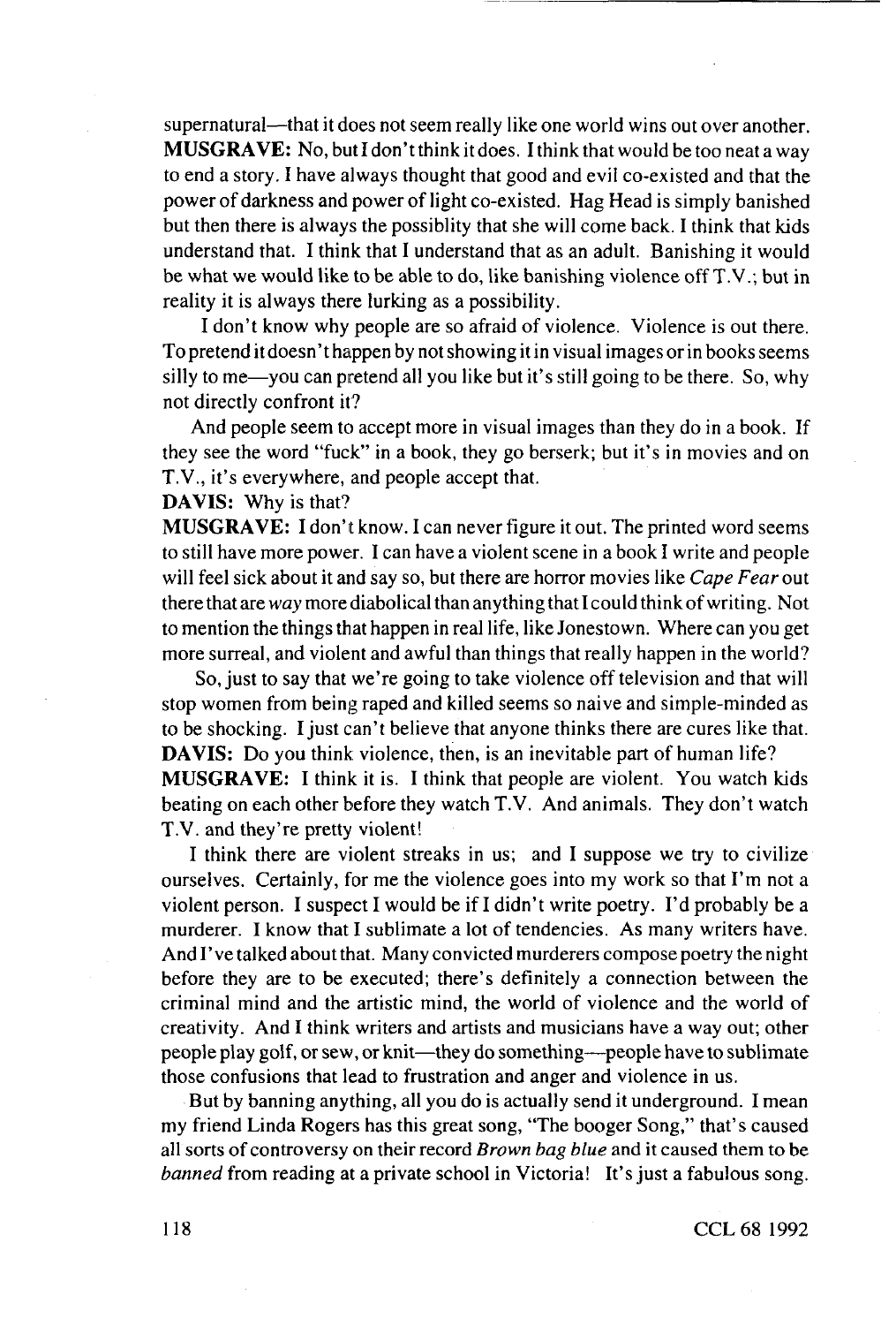supernatural—that it does not seem really like one world wins out over another.

**MUSGRAVE:** No, but I don't think it does. I think that would be too neat a way to end a story. I have always thought that good and evil co-existed and that the power of darkness and power of light co-existed. Hag Head is simply banished but then there is always the possiblity that she will come back. I think that kids understand that. I think that I understand that as an adult. Banishing it would be what we would like to be able to do, like banishing violence off T.V.; but in reality it is always there lurking as a possibility.

I don't know why people are so afraid of violence. Violence is out there. To pretend it doesn't happen by not showing it in visual images or in books seems silly to me—you can pretend all you like but it's still going to be there. So, why not directly confront it?

And people seem to accept more in visual images than they do in a book. If they see the word "fuck" in a book, they go berserk; but it's in movies and on T.V., it's everywhere, and people accept that.

**DAVIS:** Why is that?

**MUSGRAVE:** I don't know. I can never figure it out. The printed word seems to still have more power. I can have a violent scene in a book I write and people will feel sick about it and say so, but there are horror movies like *Cape Fear* out there that are *way* more diabolical than anything that I could think of writing. Not to mention the things that happen in real life, like Jonestown. Where can you get more surreal, and violent and awful than things that really happen in the world?

So, just to say that we're going to take violence off television and that will stop women from being raped and killed seems so naive and simple-minded as to be shocking. I just can't believe that anyone thinks there are cures like that.

**DAVIS:** Do you think violence, then, is an inevitable part of human life?

**MUSGRAVE:** I think it is. I think that people are violent. You watch kids beating on each other before they watch T.V. And animals. They don't watch T.V. and they're pretty violent!

I think there are violent streaks in us; and I suppose we try to civilize ourselves. Certainly, for me the violence goes into my work so that I'm not a violent person. I suspect I would be if I didn't write poetry. I'd probably be a murderer. I know that I sublimate a lot of tendencies. As many writers have. And I've talked about that. Many convicted murderers compose poetry the night before they are to be executed; there's definitely a connection between the criminal mind and the artistic mind, the world of violence and the world of creativity. And I think writers and artists and musicians have a way out; other people play golf, or sew, or knit—they do something—people have to sublimate those confusions that lead to frustration and anger and violence in us.

But by banning anything, all you do is actually send it underground. I mean my friend Linda Rogers has this great song, "The booger Song," that's caused all sorts of controversy on their record *Brown bag blue* and it caused them to be *banned* from reading at a private school in Victoria! It's just a fabulous song.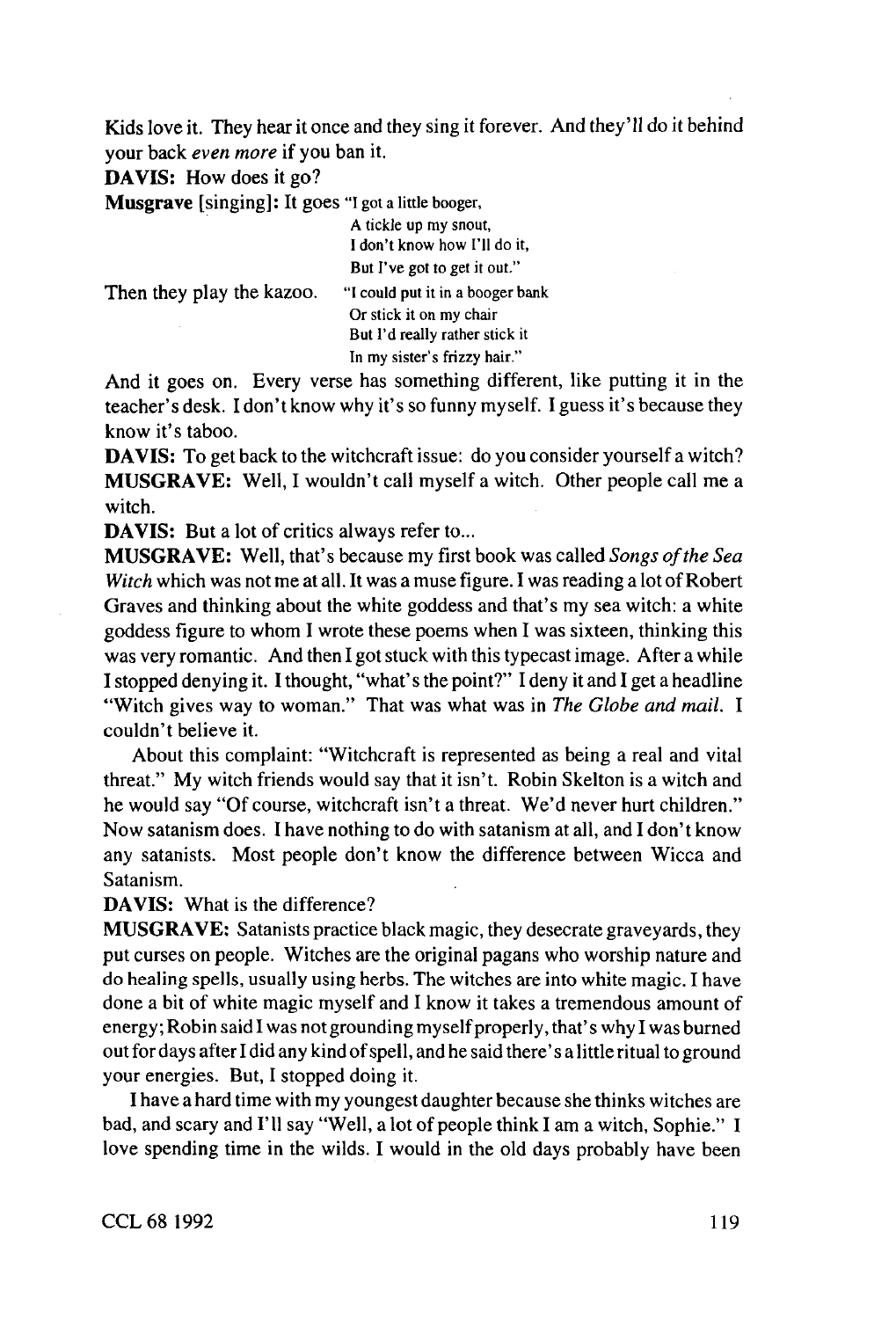Kids love it. They hear it once and they sing it forever. And they'll do it behind your back *even more* if you ban it.

**DAVIS:** How does it go?

**Musgrave** [singing]: It goes "I got a little booger,
A tickle up my snout,
I don't know how I'll do it,
But I've got to get it out."

Then they play the kazoo. "I could put it in a booger bank
Or stick it on my chair
But I'd really rather stick it
In my sister's frizzy hair."

And it goes on. Every verse has something different, like putting it in the teacher's desk. I don't know why it's so funny myself. I guess it's because they know it's taboo.

**DAVIS:** To get back to the witchcraft issue: do you consider yourself a witch?

**MUSGRAVE:** Well, I wouldn't call myself a witch. Other people call me a witch.

**DAVIS:** But a lot of critics always refer to...

**MUSGRAVE:** Well, that's because my first book was called *Songs of the Sea Witch* which was not me at all. It was a muse figure. I was reading a lot of Robert Graves and thinking about the white goddess and that's my sea witch: a white goddess figure to whom I wrote these poems when I was sixteen, thinking this was very romantic. And then I got stuck with this typecast image. After a while I stopped denying it. I thought, "what's the point?" I deny it and I get a headline "Witch gives way to woman." That was what was in *The Globe and mail.* I couldn't believe it.

About this complaint: "Witchcraft is represented as being a real and vital threat." My witch friends would say that it isn't. Robin Skelton is a witch and he would say "Of course, witchcraft isn't a threat. We'd never hurt children." Now satanism does. I have nothing to do with satanism at all, and I don't know any satanists. Most people don't know the difference between Wicca and Satanism.

**DAVIS:** What is the difference?

**MUSGRAVE:** Satanists practice black magic, they desecrate graveyards, they put curses on people. Witches are the original pagans who worship nature and do healing spells, usually using herbs. The witches are into white magic. I have done a bit of white magic myself and I know it takes a tremendous amount of energy; Robin said I was not grounding myself properly, that's why I was burned out for days after I did any kind of spell, and he said there's a little ritual to ground your energies. But, I stopped doing it.

I have a hard time with my youngest daughter because she thinks witches are bad, and scary and I'll say "Well, a lot of people think I am a witch, Sophie." I love spending time in the wilds. I would in the old days probably have been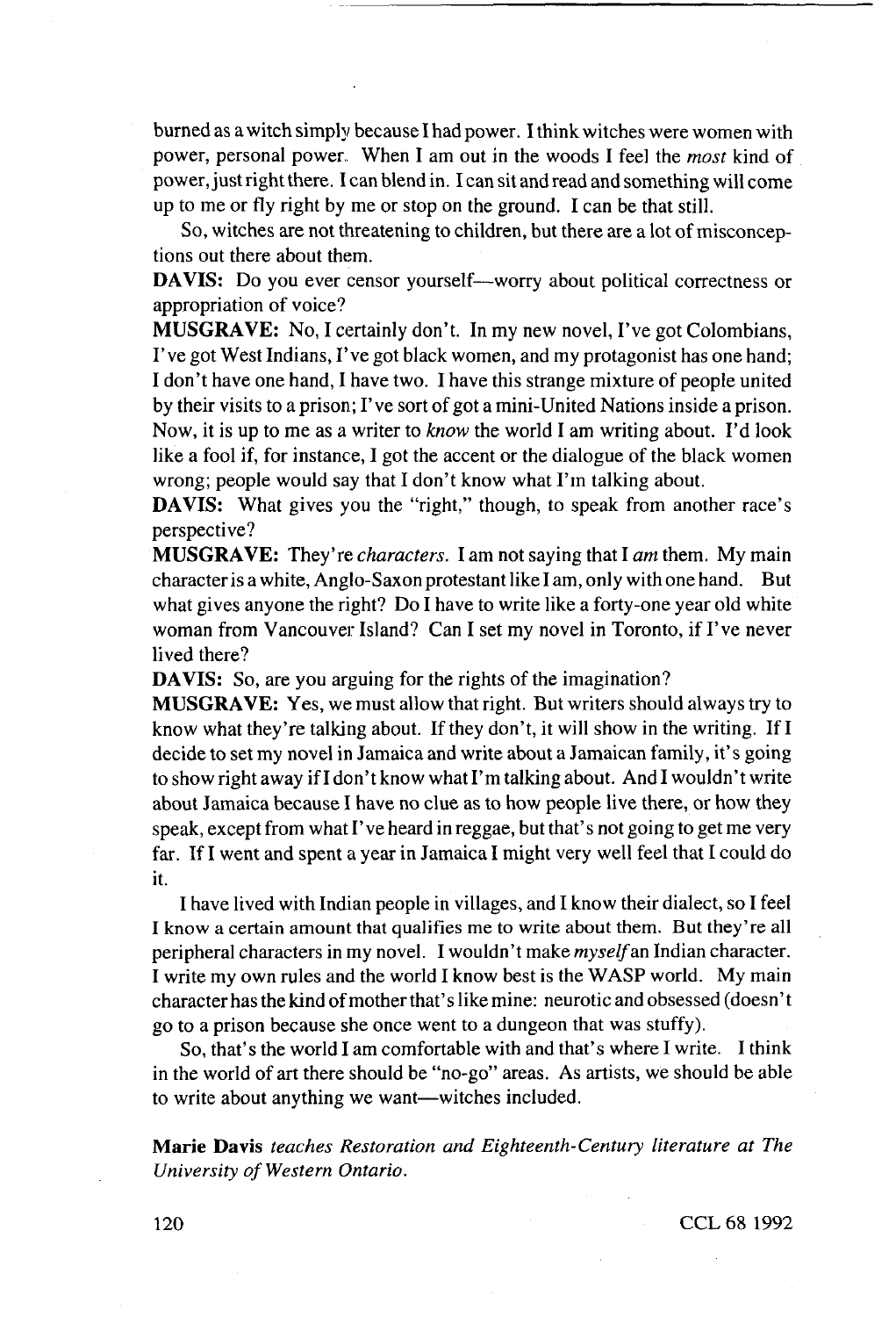burned as a witch simply because I had power. I think witches were women with power, personal power. When I am out in the woods I feel the *most* kind of power, just right there. I can blend in. I can sit and read and something will come up to me or fly right by me or stop on the ground. I can be that still.

So, witches are not threatening to children, but there are a lot of misconceptions out there about them.

**DAVIS:** Do you ever censor yourself—worry about political correctness or appropriation of voice?

**MUSGRAVE:** No, I certainly don't. In my new novel, I've got Colombians, I've got West Indians, I've got black women, and my protagonist has one hand; I don't have one hand, I have two. I have this strange mixture of people united by their visits to a prison; I've sort of got a mini-United Nations inside a prison. Now, it is up to me as a writer to *know* the world I am writing about. I'd look like a fool if, for instance, I got the accent or the dialogue of the black women wrong; people would say that I don't know what I'm talking about.

**DAVIS:** What gives you the "right," though, to speak from another race's perspective?

**MUSGRAVE:** They're *characters*. I am not saying that I *am* them. My main character is a white, Anglo-Saxon protestant like I am, only with one hand. But what gives anyone the right? Do I have to write like a forty-one year old white woman from Vancouver Island? Can I set my novel in Toronto, if I've never lived there?

**DAVIS:** So, are you arguing for the rights of the imagination?

**MUSGRAVE:** Yes, we must allow that right. But writers should always try to know what they're talking about. If they don't, it will show in the writing. If I decide to set my novel in Jamaica and write about a Jamaican family, it's going to show right away if I don't know what I'm talking about. And I wouldn't write about Jamaica because I have no clue as to how people live there, or how they speak, except from what I've heard in reggae, but that's not going to get me very far. If I went and spent a year in Jamaica I might very well feel that I could do it.

I have lived with Indian people in villages, and I know their dialect, so I feel I know a certain amount that qualifies me to write about them. But they're all peripheral characters in my novel. I wouldn't make *myself* an Indian character. I write my own rules and the world I know best is the WASP world. My main character has the kind of mother that's like mine: neurotic and obsessed (doesn't go to a prison because she once went to a dungeon that was stuffy).

So, that's the world I am comfortable with and that's where I write. I think in the world of art there should be "no-go" areas. As artists, we should be able to write about anything we want—witches included.

**Marie Davis** *teaches Restoration and Eighteenth-Century literature at The University of Western Ontario.*